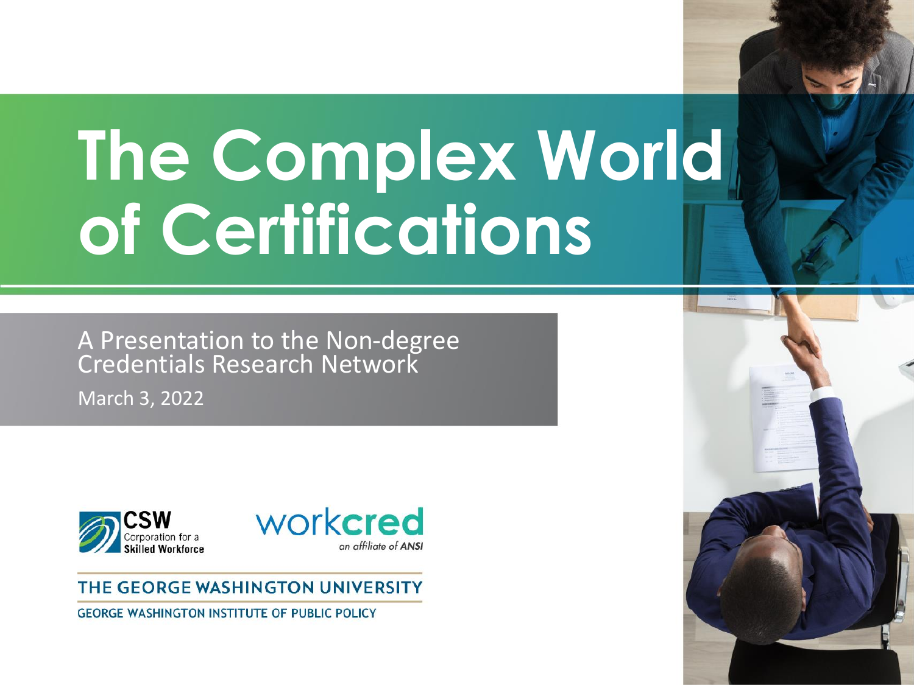# The Complex World of Certifications

A Presentation to the Non-degree Credentials Research Network

March 3, 2022

CSW Corporation for a Skilled Workforce

workcred *an affiliate of ANSI*

THE GEORGE WASHINGTON UNIVERSITY

GEORGE WASHINGTON INSTITUTE OF PUBLIC POLICY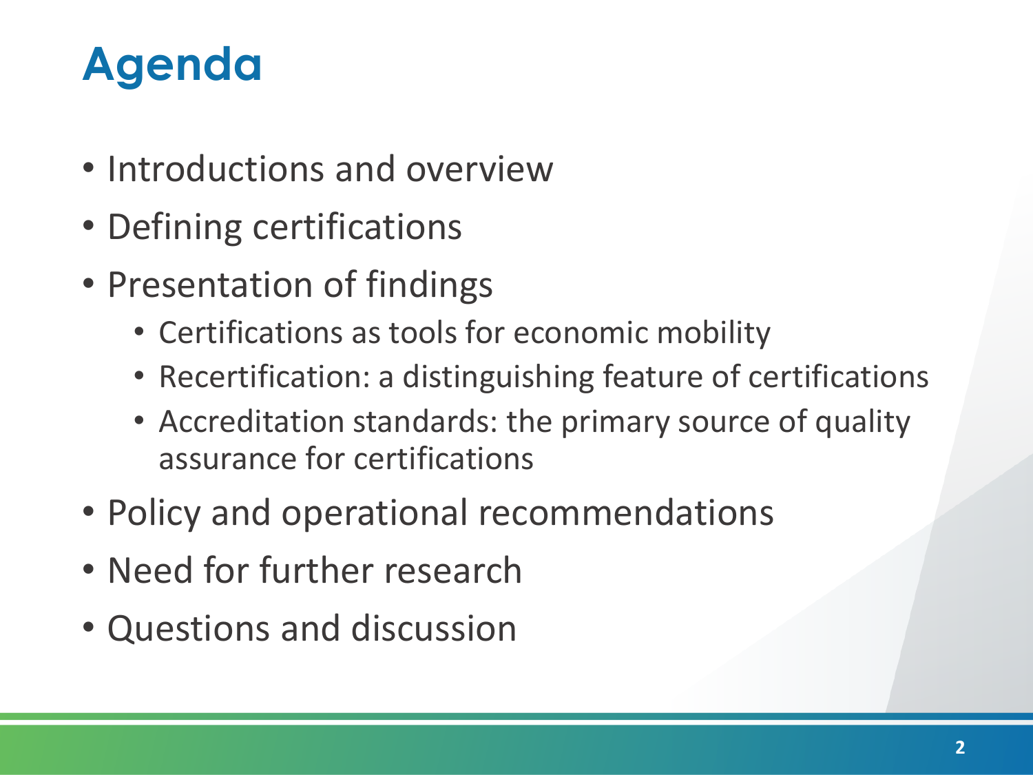# Agenda

- Introductions and overview
- Defining certifications
- Presentation of findings
  - Certifications as tools for economic mobility
  - Recertification: a distinguishing feature of certifications
  - Accreditation standards: the primary source of quality assurance for certifications
- Policy and operational recommendations
- Need for further research
- Questions and discussion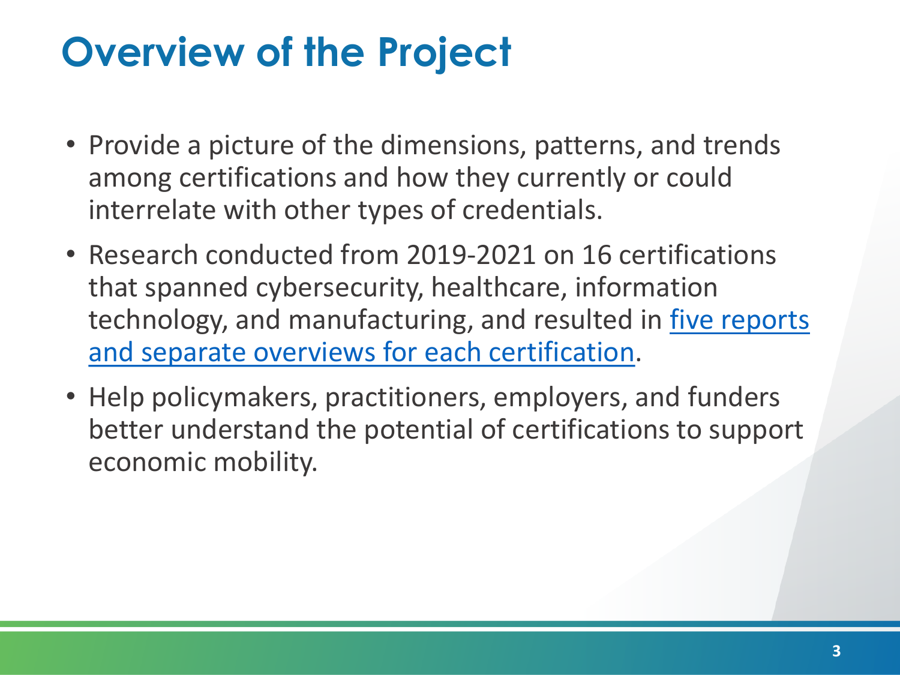# Overview of the Project

- Provide a picture of the dimensions, patterns, and trends among certifications and how they currently or could interrelate with other types of credentials.
- Research conducted from 2019-2021 on 16 certifications that spanned cybersecurity, healthcare, information technology, and manufacturing, and resulted in five reports and separate overviews for each certification.
- Help policymakers, practitioners, employers, and funders better understand the potential of certifications to support economic mobility.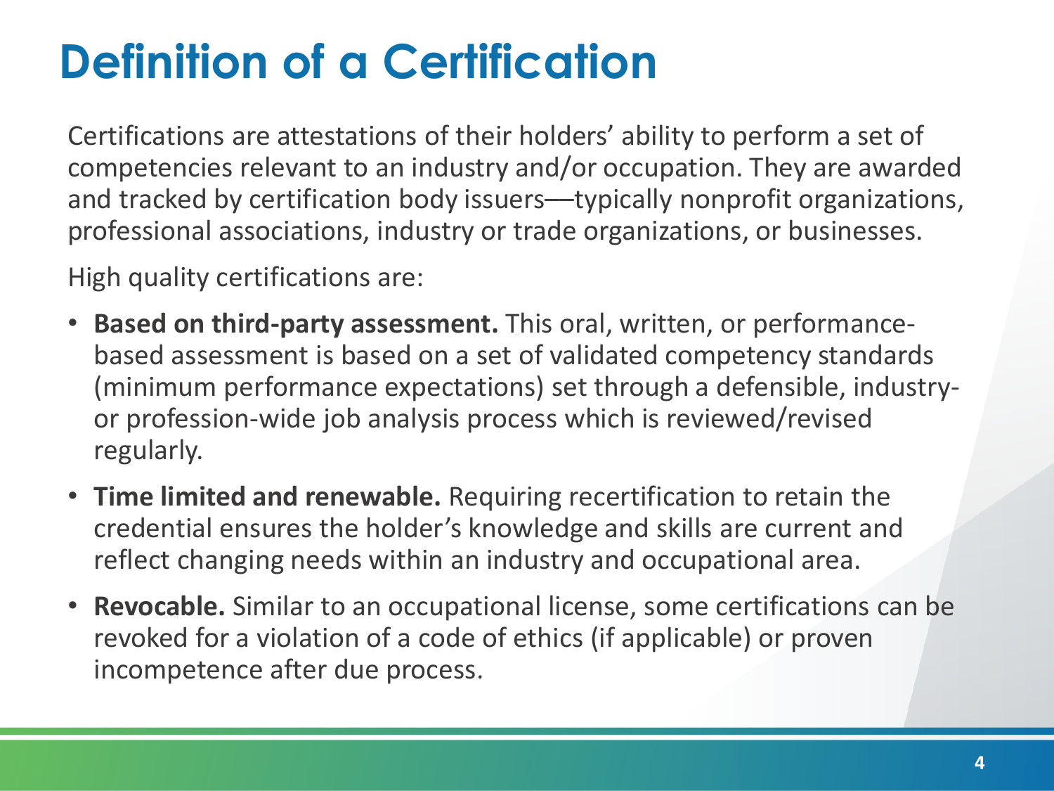# Definition of a Certification

Certifications are attestations of their holders' ability to perform a set of competencies relevant to an industry and/or occupation. They are awarded and tracked by certification body issuers—typically nonprofit organizations, professional associations, industry or trade organizations, or businesses.

High quality certifications are:

- **Based on third-party assessment.** This oral, written, or performance-based assessment is based on a set of validated competency standards (minimum performance expectations) set through a defensible, industry- or profession-wide job analysis process which is reviewed/revised regularly.
- **Time limited and renewable.** Requiring recertification to retain the credential ensures the holder's knowledge and skills are current and reflect changing needs within an industry and occupational area.
- **Revocable.** Similar to an occupational license, some certifications can be revoked for a violation of a code of ethics (if applicable) or proven incompetence after due process.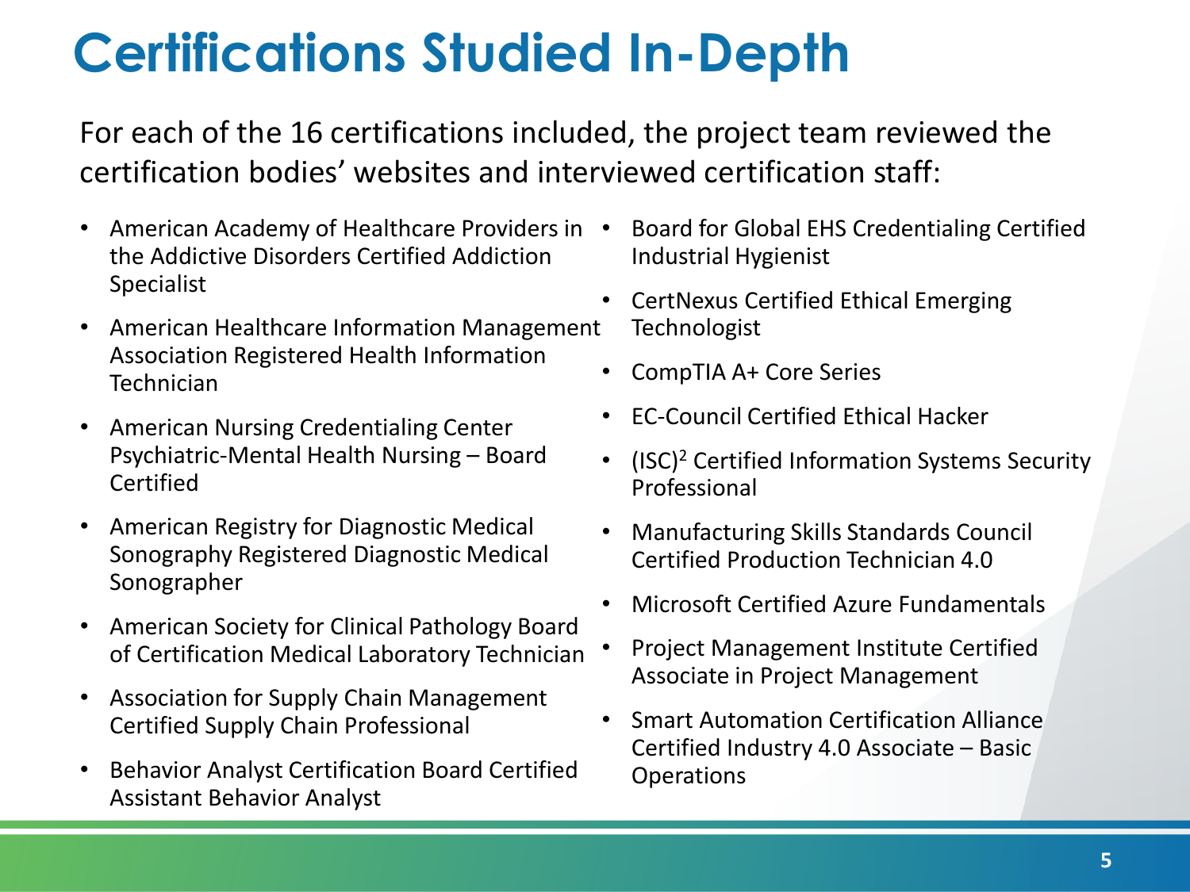# Certifications Studied In-Depth

For each of the 16 certifications included, the project team reviewed the certification bodies' websites and interviewed certification staff:

- American Academy of Healthcare Providers in the Addictive Disorders Certified Addiction Specialist
- American Healthcare Information Management Association Registered Health Information Technician
- American Nursing Credentialing Center Psychiatric-Mental Health Nursing – Board Certified
- American Registry for Diagnostic Medical Sonography Registered Diagnostic Medical Sonographer
- American Society for Clinical Pathology Board of Certification Medical Laboratory Technician
- Association for Supply Chain Management Certified Supply Chain Professional
- Behavior Analyst Certification Board Certified Assistant Behavior Analyst
- Board for Global EHS Credentialing Certified Industrial Hygienist
- CertNexus Certified Ethical Emerging Technologist
- CompTIA A+ Core Series
- EC-Council Certified Ethical Hacker
- $(ISC)^2$ Certified Information Systems Security Professional
- Manufacturing Skills Standards Council Certified Production Technician 4.0
- Microsoft Certified Azure Fundamentals
- Project Management Institute Certified Associate in Project Management
- Smart Automation Certification Alliance Certified Industry 4.0 Associate – Basic Operations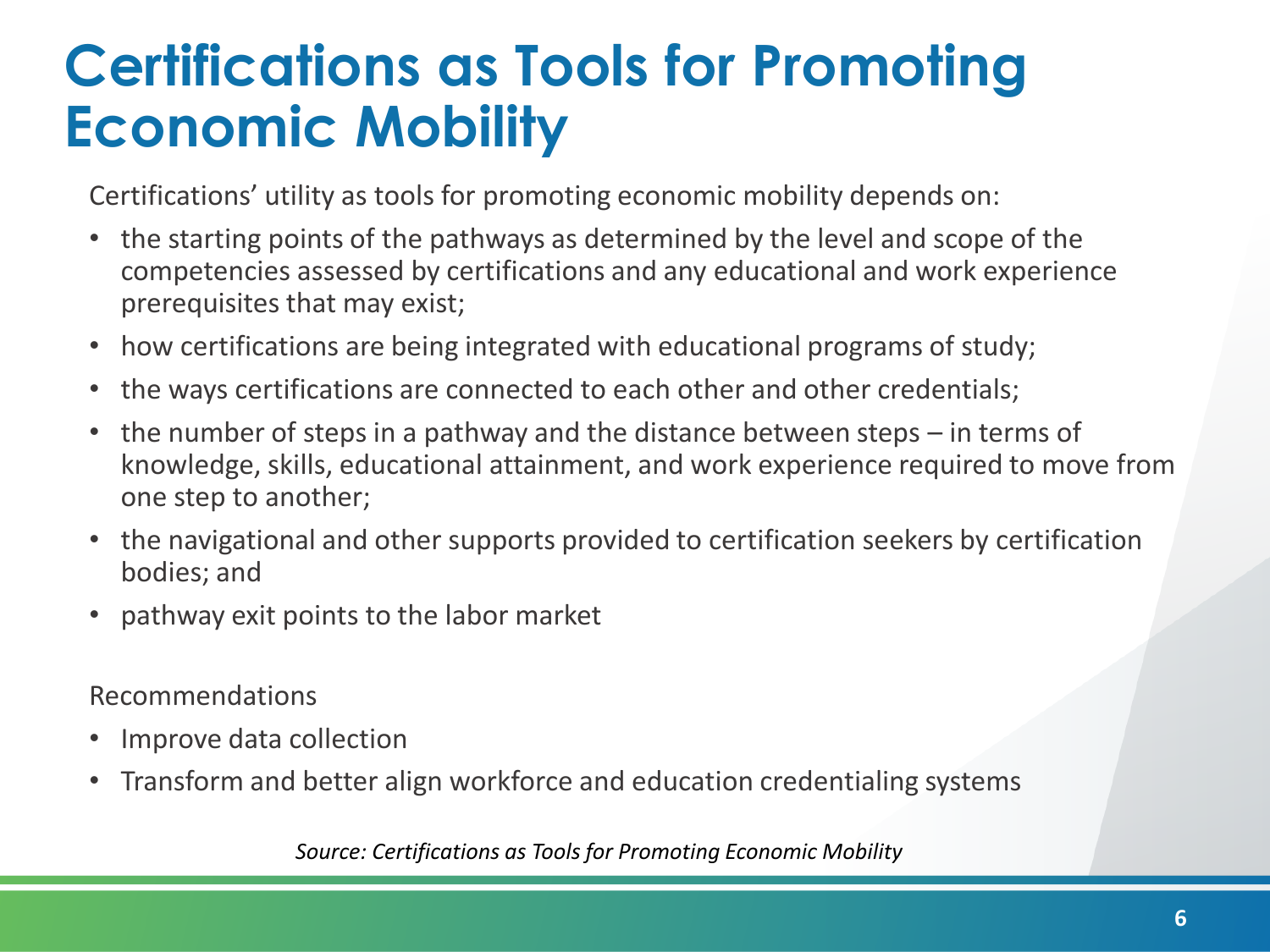# Certifications as Tools for Promoting Economic Mobility

Certifications' utility as tools for promoting economic mobility depends on:

- the starting points of the pathways as determined by the level and scope of the competencies assessed by certifications and any educational and work experience prerequisites that may exist;
- how certifications are being integrated with educational programs of study;
- the ways certifications are connected to each other and other credentials;
- the number of steps in a pathway and the distance between steps – in terms of knowledge, skills, educational attainment, and work experience required to move from one step to another;
- the navigational and other supports provided to certification seekers by certification bodies; and
- pathway exit points to the labor market

Recommendations

- Improve data collection
- Transform and better align workforce and education credentialing systems

*Source: Certifications as Tools for Promoting Economic Mobility*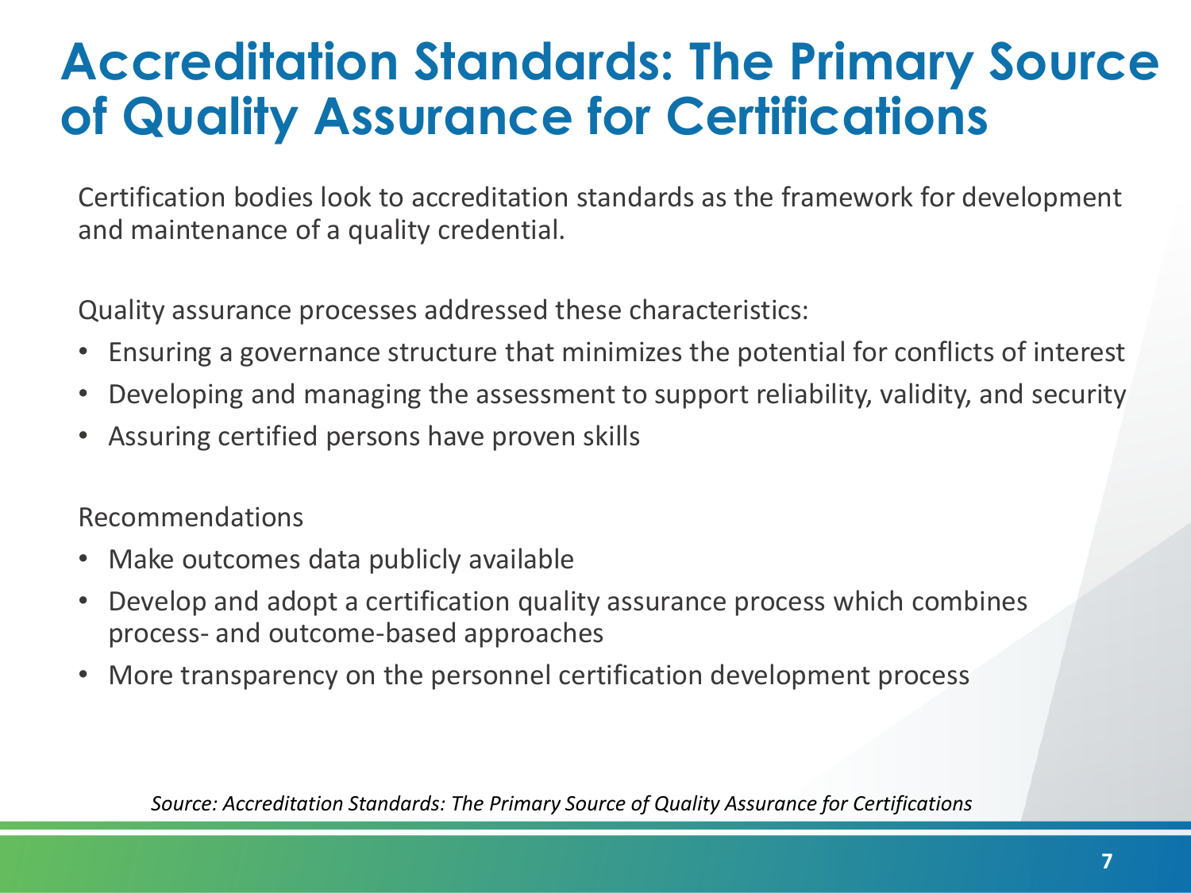# Accreditation Standards: The Primary Source of Quality Assurance for Certifications

Certification bodies look to accreditation standards as the framework for development and maintenance of a quality credential.

Quality assurance processes addressed these characteristics:

- Ensuring a governance structure that minimizes the potential for conflicts of interest
- Developing and managing the assessment to support reliability, validity, and security
- Assuring certified persons have proven skills

Recommendations

- Make outcomes data publicly available
- Develop and adopt a certification quality assurance process which combines process- and outcome-based approaches
- More transparency on the personnel certification development process

*Source: Accreditation Standards: The Primary Source of Quality Assurance for Certifications*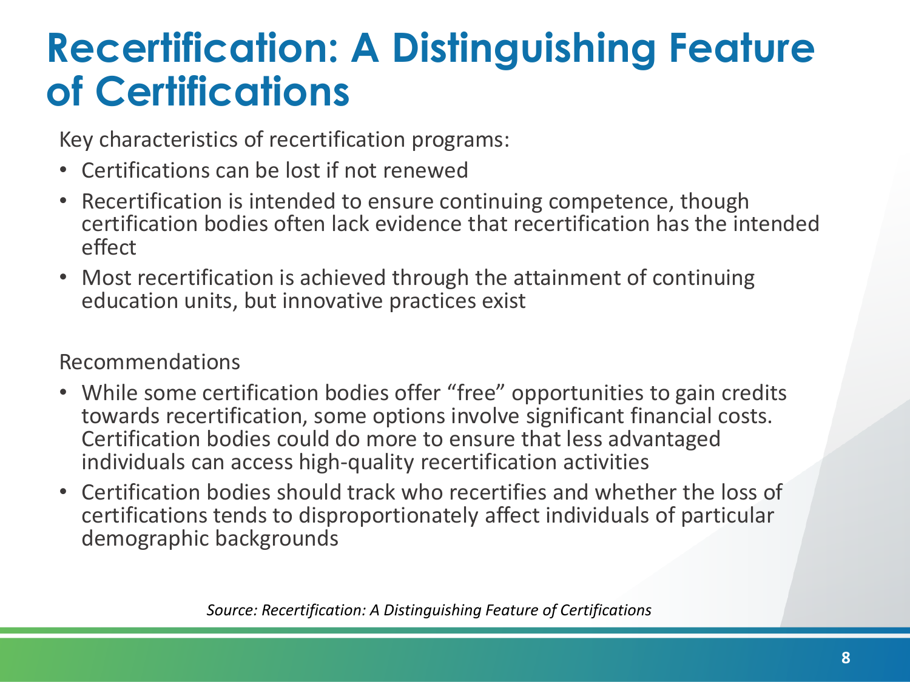# Recertification: A Distinguishing Feature of Certifications

Key characteristics of recertification programs:

- Certifications can be lost if not renewed
- Recertification is intended to ensure continuing competence, though certification bodies often lack evidence that recertification has the intended effect
- Most recertification is achieved through the attainment of continuing education units, but innovative practices exist

Recommendations

- While some certification bodies offer "free" opportunities to gain credits towards recertification, some options involve significant financial costs. Certification bodies could do more to ensure that less advantaged individuals can access high-quality recertification activities
- Certification bodies should track who recertifies and whether the loss of certifications tends to disproportionately affect individuals of particular demographic backgrounds

*Source: Recertification: A Distinguishing Feature of Certifications*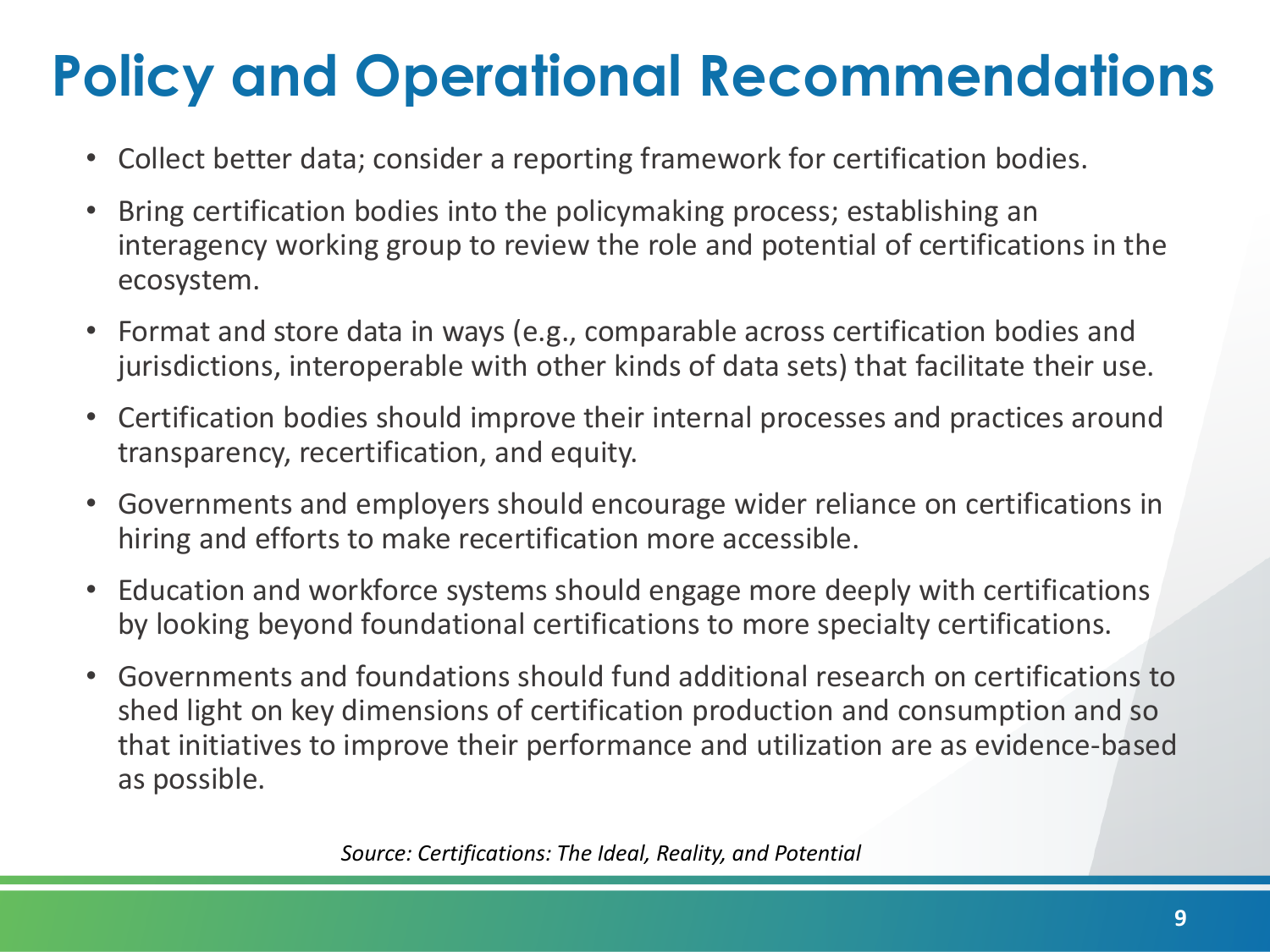# Policy and Operational Recommendations

- Collect better data; consider a reporting framework for certification bodies.
- Bring certification bodies into the policymaking process; establishing an interagency working group to review the role and potential of certifications in the ecosystem.
- Format and store data in ways (e.g., comparable across certification bodies and jurisdictions, interoperable with other kinds of data sets) that facilitate their use.
- Certification bodies should improve their internal processes and practices around transparency, recertification, and equity.
- Governments and employers should encourage wider reliance on certifications in hiring and efforts to make recertification more accessible.
- Education and workforce systems should engage more deeply with certifications by looking beyond foundational certifications to more specialty certifications.
- Governments and foundations should fund additional research on certifications to shed light on key dimensions of certification production and consumption and so that initiatives to improve their performance and utilization are as evidence-based as possible.

*Source: Certifications: The Ideal, Reality, and Potential*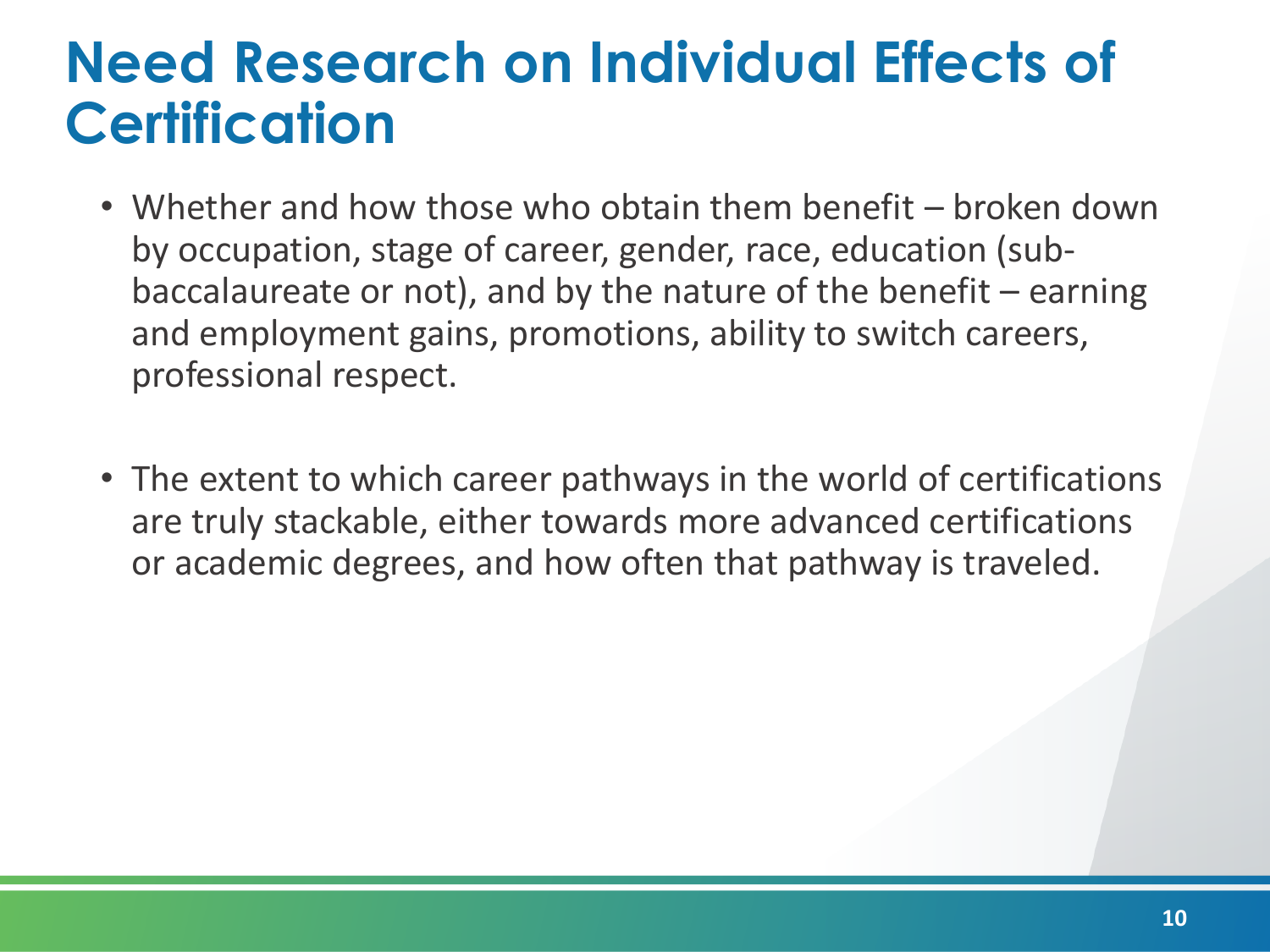# Need Research on Individual Effects of Certification

- Whether and how those who obtain them benefit – broken down by occupation, stage of career, gender, race, education (sub-baccalaureate or not), and by the nature of the benefit – earning and employment gains, promotions, ability to switch careers, professional respect.

- The extent to which career pathways in the world of certifications are truly stackable, either towards more advanced certifications or academic degrees, and how often that pathway is traveled.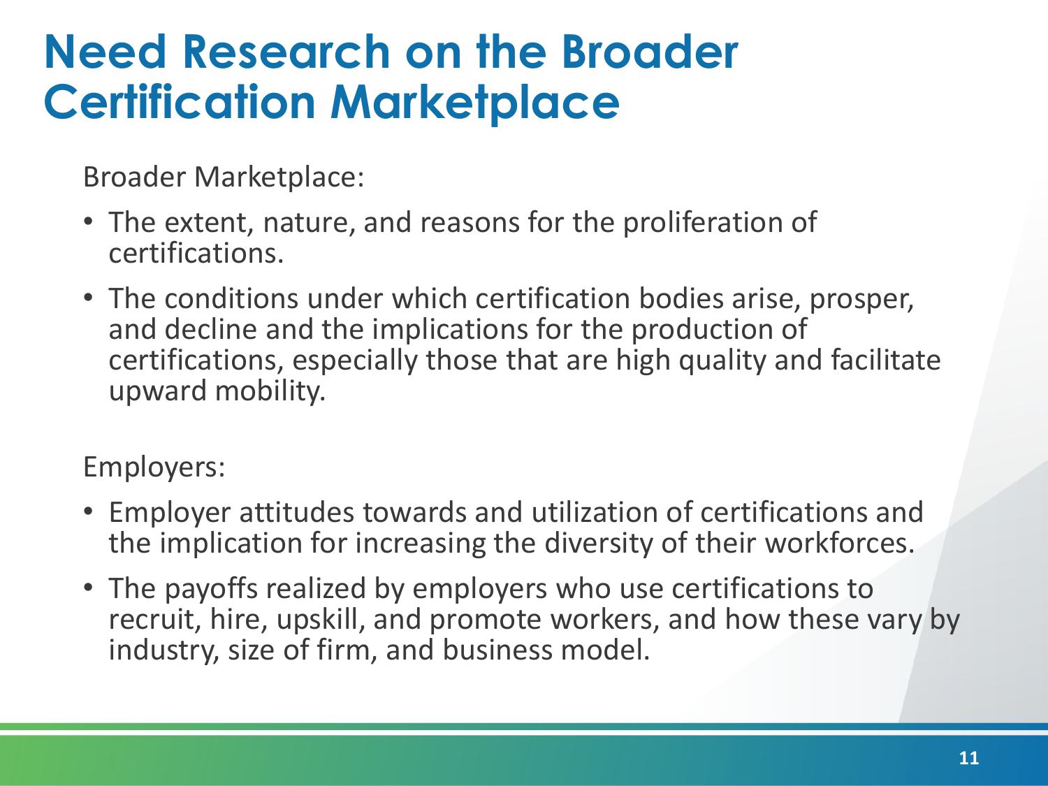# Need Research on the Broader Certification Marketplace

Broader Marketplace:

- The extent, nature, and reasons for the proliferation of certifications.
- The conditions under which certification bodies arise, prosper, and decline and the implications for the production of certifications, especially those that are high quality and facilitate upward mobility.

Employers:

- Employer attitudes towards and utilization of certifications and the implication for increasing the diversity of their workforces.
- The payoffs realized by employers who use certifications to recruit, hire, upskill, and promote workers, and how these vary by industry, size of firm, and business model.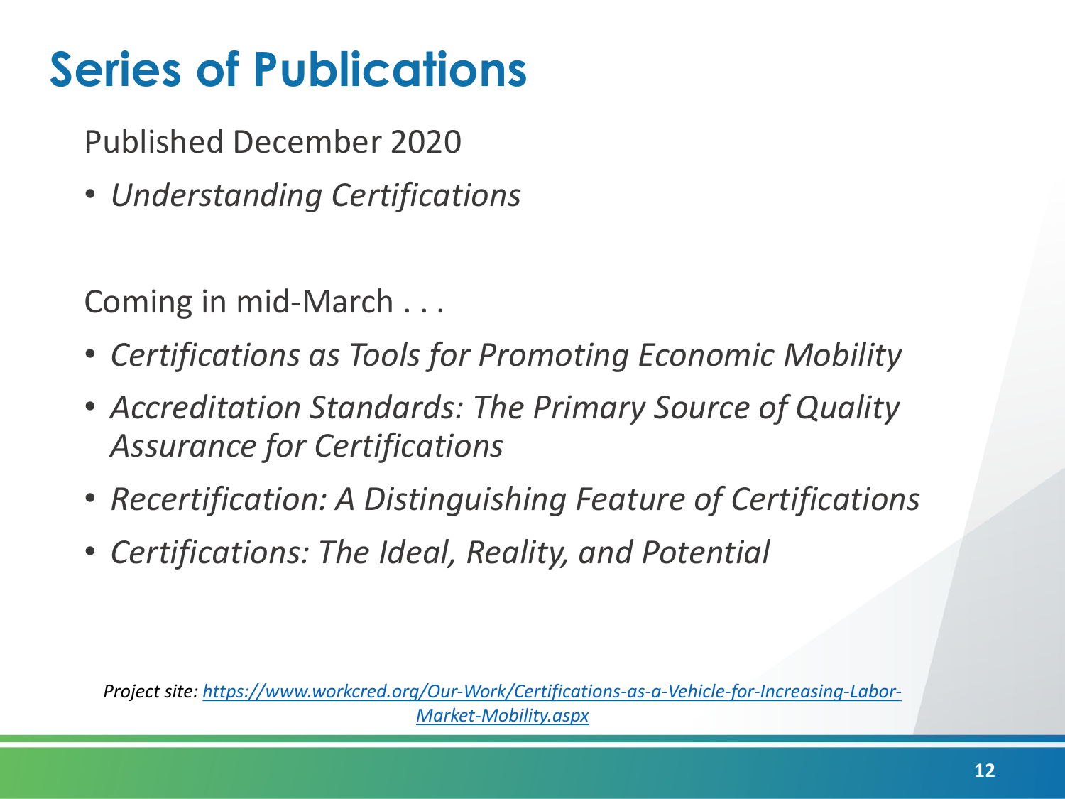# Series of Publications

Published December 2020

- *Understanding Certifications*

Coming in mid-March . . .

- *Certifications as Tools for Promoting Economic Mobility*
- *Accreditation Standards: The Primary Source of Quality Assurance for Certifications*
- *Recertification: A Distinguishing Feature of Certifications*
- *Certifications: The Ideal, Reality, and Potential*

*Project site: [https://www.workcred.org/Our-Work/Certifications-as-a-Vehicle-for-Increasing-Labor-Market-Mobility.aspx](https://www.workcred.org/Our-Work/Certifications-as-a-Vehicle-for-Increasing-Labor-Market-Mobility.aspx)*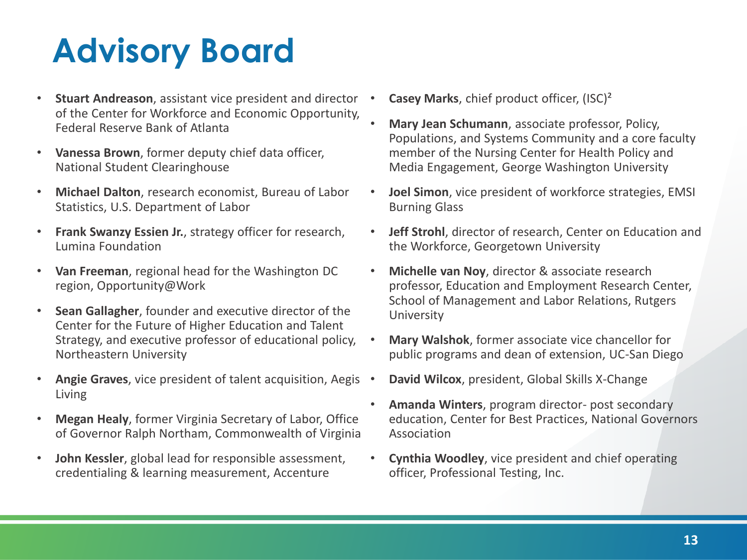# Advisory Board

- **Stuart Andreason**, assistant vice president and director of the Center for Workforce and Economic Opportunity, Federal Reserve Bank of Atlanta
- **Vanessa Brown**, former deputy chief data officer, National Student Clearinghouse
- **Michael Dalton**, research economist, Bureau of Labor Statistics, U.S. Department of Labor
- **Frank Swanzy Essien Jr.**, strategy officer for research, Lumina Foundation
- **Van Freeman**, regional head for the Washington DC region, Opportunity@Work
- **Sean Gallagher**, founder and executive director of the Center for the Future of Higher Education and Talent Strategy, and executive professor of educational policy, Northeastern University
- **Angie Graves**, vice president of talent acquisition, Aegis Living
- **Megan Healy**, former Virginia Secretary of Labor, Office of Governor Ralph Northam, Commonwealth of Virginia
- **John Kessler**, global lead for responsible assessment, credentialing & learning measurement, Accenture
- **Casey Marks**, chief product officer, (ISC)²
- **Mary Jean Schumann**, associate professor, Policy, Populations, and Systems Community and a core faculty member of the Nursing Center for Health Policy and Media Engagement, George Washington University
- **Joel Simon**, vice president of workforce strategies, EMSI Burning Glass
- **Jeff Strohl**, director of research, Center on Education and the Workforce, Georgetown University
- **Michelle van Noy**, director & associate research professor, Education and Employment Research Center, School of Management and Labor Relations, Rutgers University
- **Mary Walshok**, former associate vice chancellor for public programs and dean of extension, UC-San Diego
- **David Wilcox**, president, Global Skills X-Change
- **Amanda Winters**, program director- post secondary education, Center for Best Practices, National Governors Association
- **Cynthia Woodley**, vice president and chief operating officer, Professional Testing, Inc.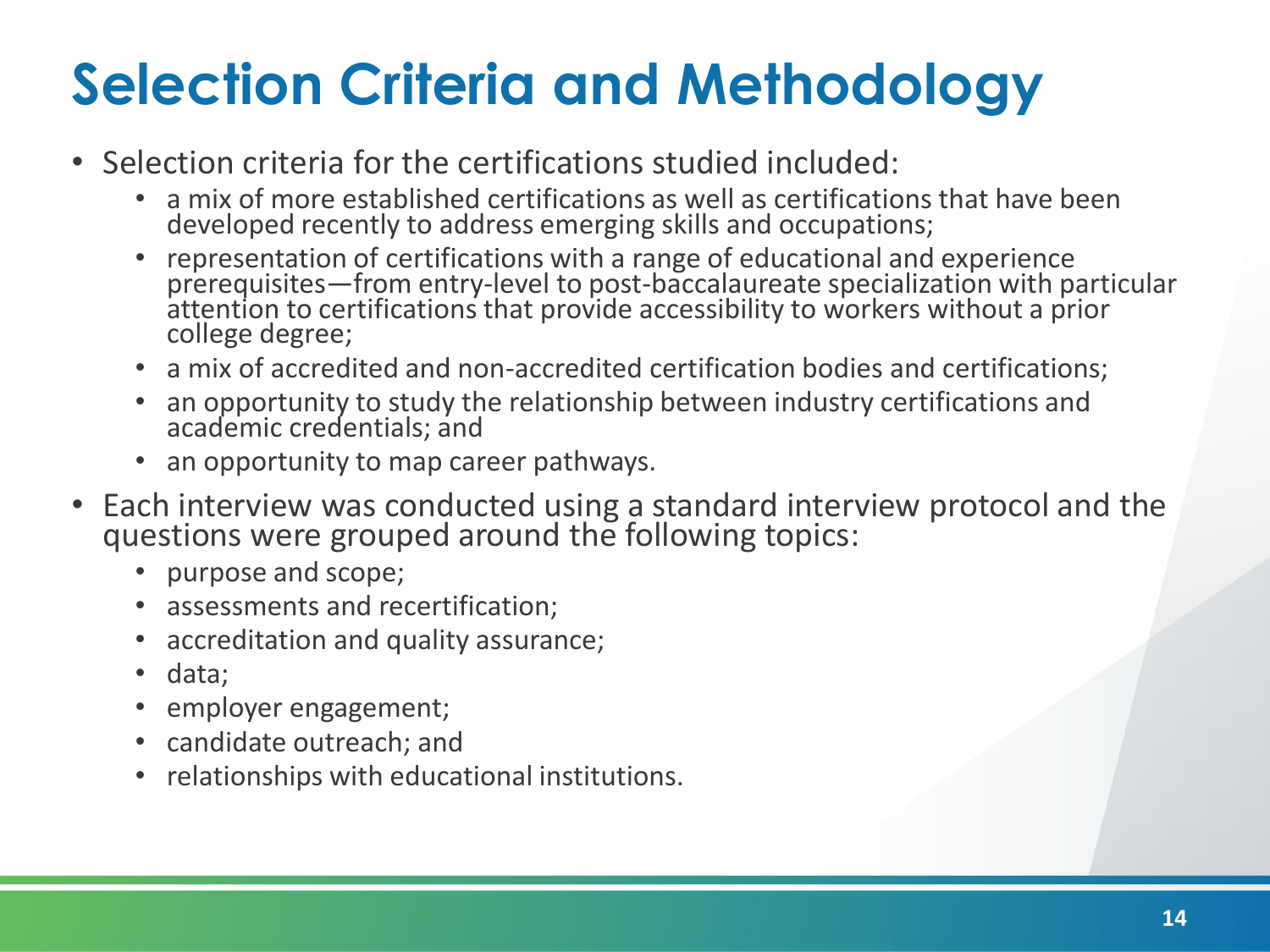# Selection Criteria and Methodology

- Selection criteria for the certifications studied included:
  - a mix of more established certifications as well as certifications that have been developed recently to address emerging skills and occupations;
  - representation of certifications with a range of educational and experience prerequisites—from entry-level to post-baccalaureate specialization with particular attention to certifications that provide accessibility to workers without a prior college degree;
  - a mix of accredited and non-accredited certification bodies and certifications;
  - an opportunity to study the relationship between industry certifications and academic credentials; and
  - an opportunity to map career pathways.
- Each interview was conducted using a standard interview protocol and the questions were grouped around the following topics:
  - purpose and scope;
  - assessments and recertification;
  - accreditation and quality assurance;
  - data;
  - employer engagement;
  - candidate outreach; and
  - relationships with educational institutions.